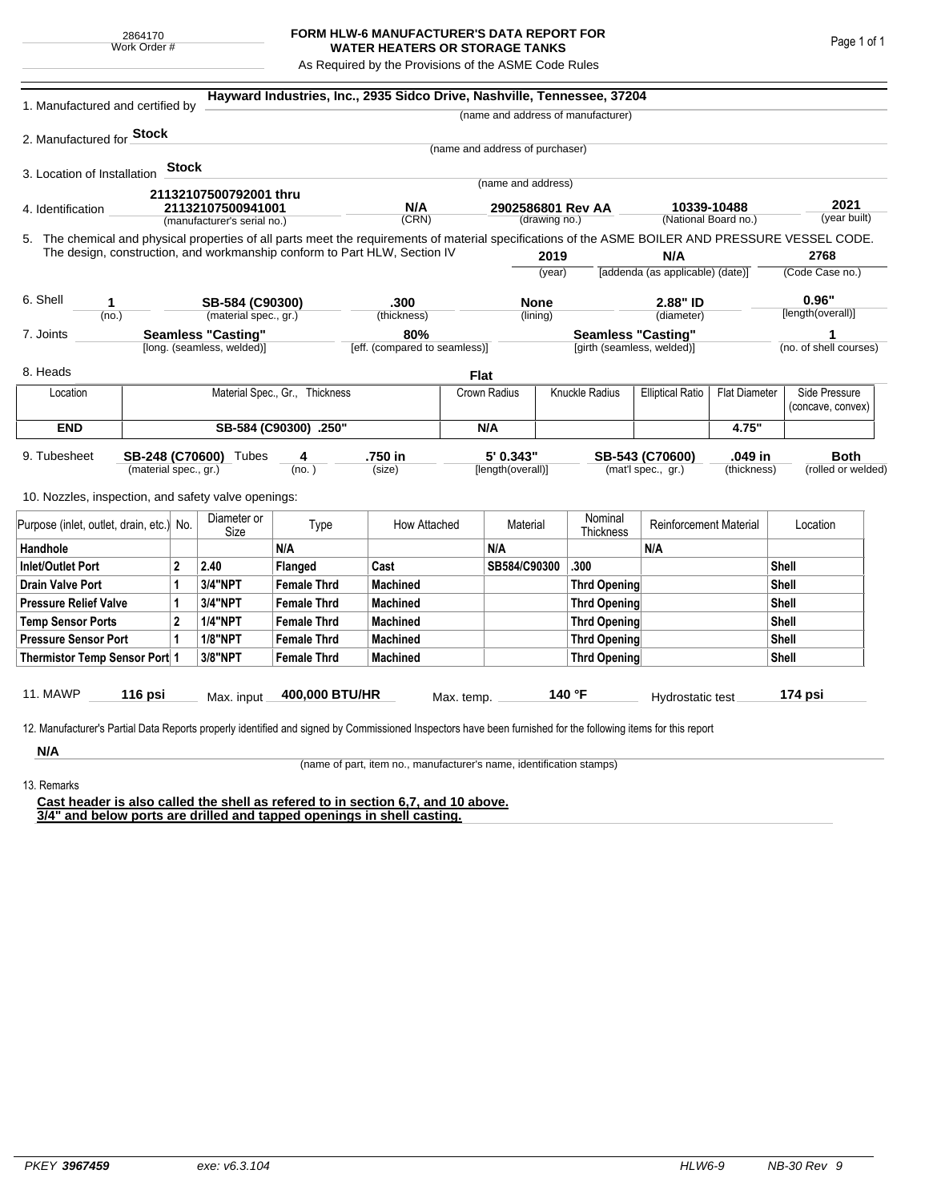2864170
Work Order #

# FORM HLW-6 MANUFACTURER'S DATA REPORT FOR WATER HEATERS OR STORAGE TANKS

As Required by the Provisions of the ASME Code Rules

1. Manufactured and certified by **Hayward Industries, Inc., 2935 Sidco Drive, Nashville, Tennessee, 37204**
(name and address of manufacturer)

2. Manufactured for **Stock**
(name and address of purchaser)

3. Location of Installation **Stock**
(name and address)

4. Identification **21132107500792001 thru 21132107500941001** (manufacturer's serial no.) | **N/A** (CRN) | **2902586801 Rev AA** (drawing no.) | **10339-10488** (National Board no.) | **2021** (year built)

5. The chemical and physical properties of all parts meet the requirements of material specifications of the ASME BOILER AND PRESSURE VESSEL CODE. The design, construction, and workmanship conform to Part HLW, Section IV **2019** (year) | **N/A** [addenda (as applicable) (date)] | **2768** (Code Case no.)

6. Shell **1** (no.) | **SB-584 (C90300)** (material spec., gr.) | **.300** (thickness) | **None** (lining) | **2.88" ID** (diameter) | **0.96"** [length(overall)]

7. Joints **Seamless "Casting"** [long. (seamless, welded)] | **80%** [eff. (compared to seamless)] | **Seamless "Casting"** [girth (seamless, welded)] | **1** (no. of shell courses)

8. Heads **Flat**

| Location | Material Spec., Gr., Thickness | Crown Radius | Knuckle Radius | Elliptical Ratio | Flat Diameter | Side Pressure (concave, convex) |
|---|---|---|---|---|---|---|
| **END** | **SB-584 (C90300) .250"** | **N/A** | | | **4.75"** | |

9. Tubesheet **SB-248 (C70600)** (material spec., gr.) Tubes **4** (no.) | **.750 in** (size) | **5' 0.343"** [length(overall)] | **SB-543 (C70600)** (mat'l spec., gr.) | **.049 in** (thickness) | **Both** (rolled or welded)

10. Nozzles, inspection, and safety valve openings:

| Purpose (inlet, outlet, drain, etc.) | No. | Diameter or Size | Type | How Attached | Material | Nominal Thickness | Reinforcement Material | Location |
|---|---|---|---|---|---|---|---|---|
| **Handhole** | | | **N/A** | | **N/A** | | **N/A** | |
| **Inlet/Outlet Port** | **2** | **2.40** | **Flanged** | **Cast** | **SB584/C90300** | **.300** | | **Shell** |
| **Drain Valve Port** | **1** | **3/4"NPT** | **Female Thrd** | **Machined** | | **Thrd Opening** | | **Shell** |
| **Pressure Relief Valve** | **1** | **3/4"NPT** | **Female Thrd** | **Machined** | | **Thrd Opening** | | **Shell** |
| **Temp Sensor Ports** | **2** | **1/4"NPT** | **Female Thrd** | **Machined** | | **Thrd Opening** | | **Shell** |
| **Pressure Sensor Port** | **1** | **1/8"NPT** | **Female Thrd** | **Machined** | | **Thrd Opening** | | **Shell** |
| **Thermistor Temp Sensor Port** | **1** | **3/8"NPT** | **Female Thrd** | **Machined** | | **Thrd Opening** | | **Shell** |

11. MAWP **116 psi** Max. input **400,000 BTU/HR** Max. temp. **140 °F** Hydrostatic test **174 psi**

12. Manufacturer's Partial Data Reports properly identified and signed by Commissioned Inspectors have been furnished for the following items for this report

**N/A**
(name of part, item no., manufacturer's name, identification stamps)

13. Remarks

**Cast header is also called the shell as refered to in section 6,7, and 10 above.**
**3/4" and below ports are drilled and tapped openings in shell casting.**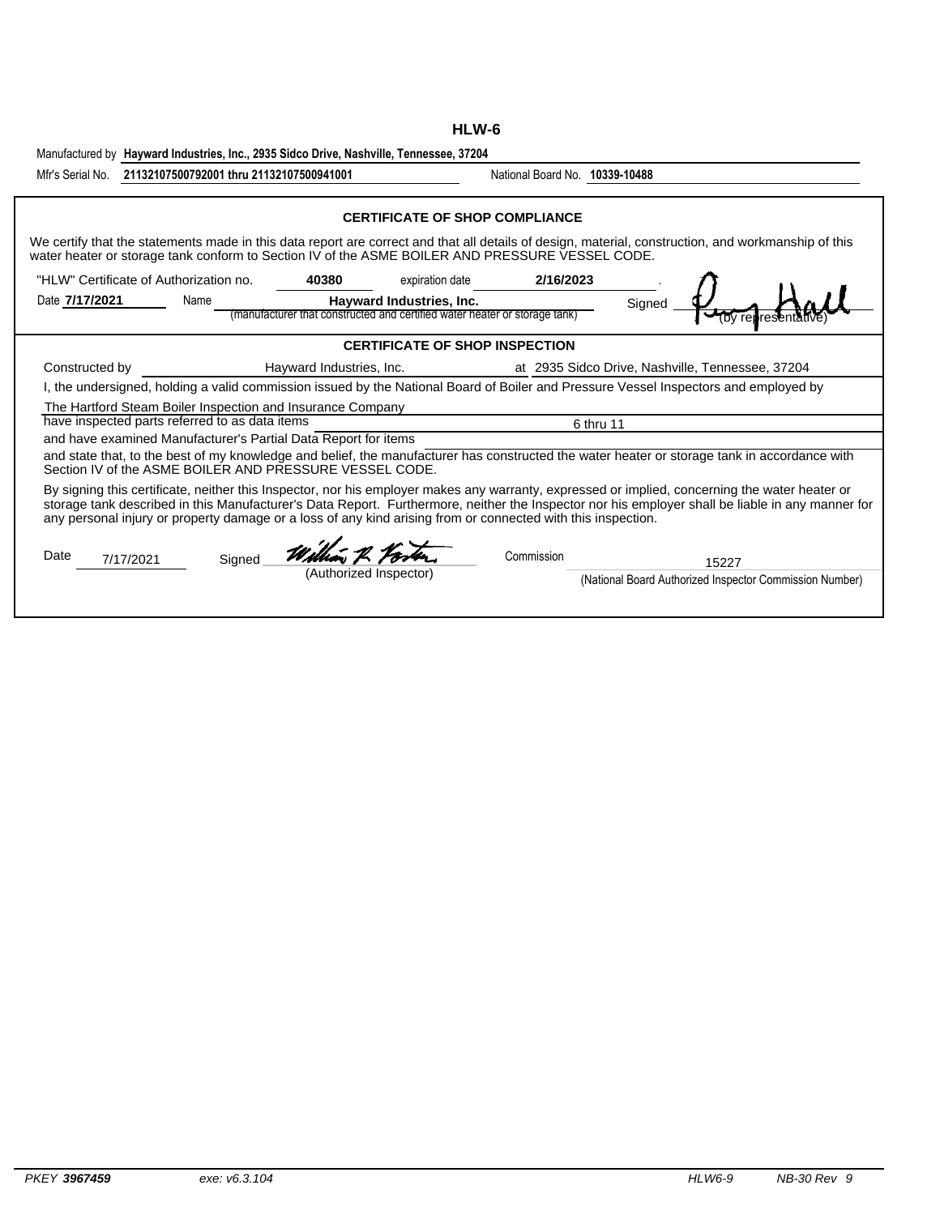# HLW-6

Manufactured by **Hayward Industries, Inc., 2935 Sidco Drive, Nashville, Tennessee, 37204**

Mfr's Serial No. **21132107500792001 thru 21132107500941001** National Board No. **10339-10488**

## CERTIFICATE OF SHOP COMPLIANCE

We certify that the statements made in this data report are correct and that all details of design, material, construction, and workmanship of this water heater or storage tank conform to Section IV of the ASME BOILER AND PRESSURE VESSEL CODE.

"HLW" Certificate of Authorization no. **40380** expiration date **2/16/2023**.

Date **7/17/2021** Name **Hayward Industries, Inc.** (manufacturer that constructed and certified water heater or storage tank) Signed _______ (by representative)

## CERTIFICATE OF SHOP INSPECTION

Constructed by Hayward Industries, Inc. at 2935 Sidco Drive, Nashville, Tennessee, 37204

I, the undersigned, holding a valid commission issued by the National Board of Boiler and Pressure Vessel Inspectors and employed by The Hartford Steam Boiler Inspection and Insurance Company have inspected parts referred to as data items 6 thru 11 and have examined Manufacturer's Partial Data Report for items _______ and state that, to the best of my knowledge and belief, the manufacturer has constructed the water heater or storage tank in accordance with Section IV of the ASME BOILER AND PRESSURE VESSEL CODE.

By signing this certificate, neither this Inspector, nor his employer makes any warranty, expressed or implied, concerning the water heater or storage tank described in this Manufacturer's Data Report. Furthermore, neither the Inspector nor his employer shall be liable in any manner for any personal injury or property damage or a loss of any kind arising from or connected with this inspection.

Date 7/17/2021 Signed _______ (Authorized Inspector) Commission 15227 (National Board Authorized Inspector Commission Number)

*PKEY* ***3967459*** *exe: v6.3.104* *HLW6-9* *NB-30 Rev 9*